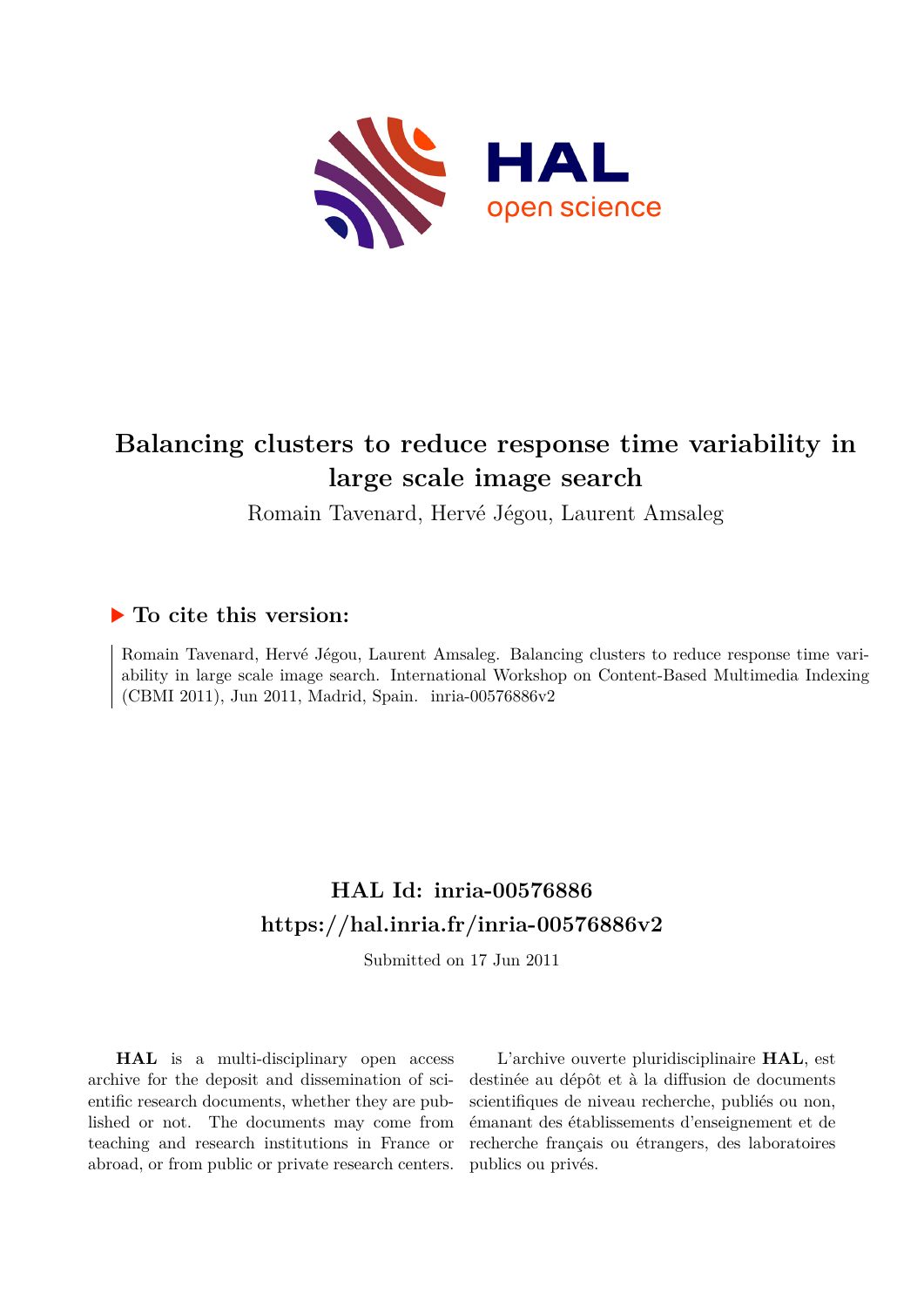# Balancing clusters to reduce response time variability in large scale image search

Romain Tavenard, Hervé Jégou, Laurent Amsaleg

## ▶ To cite this version:

Romain Tavenard, Hervé Jégou, Laurent Amsaleg. Balancing clusters to reduce response time variability in large scale image search. International Workshop on Content-Based Multimedia Indexing (CBMI 2011), Jun 2011, Madrid, Spain. inria-00576886v2

## HAL Id: inria-00576886
## https://hal.inria.fr/inria-00576886v2

Submitted on 17 Jun 2011

**HAL** is a multi-disciplinary open access archive for the deposit and dissemination of scientific research documents, whether they are published or not. The documents may come from teaching and research institutions in France or abroad, or from public or private research centers.

L'archive ouverte pluridisciplinaire **HAL**, est destinée au dépôt et à la diffusion de documents scientifiques de niveau recherche, publiés ou non, émanant des établissements d'enseignement et de recherche français ou étrangers, des laboratoires publics ou privés.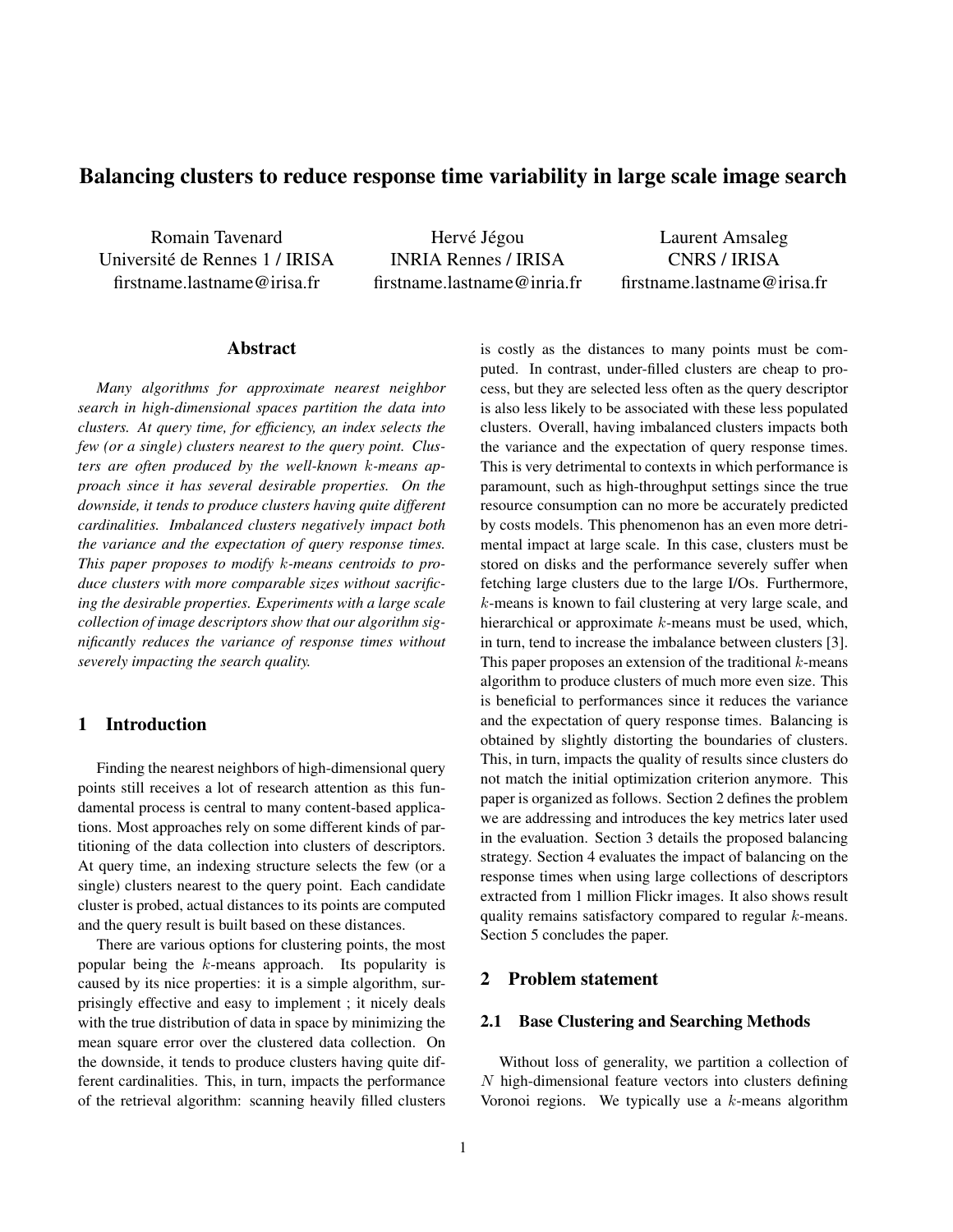# Balancing clusters to reduce response time variability in large scale image search

Romain Tavenard
Université de Rennes 1 / IRISA
firstname.lastname@irisa.fr

Hervé Jégou
INRIA Rennes / IRISA
firstname.lastname@inria.fr

Laurent Amsaleg
CNRS / IRISA
firstname.lastname@irisa.fr

## Abstract

*Many algorithms for approximate nearest neighbor search in high-dimensional spaces partition the data into clusters. At query time, for efficiency, an index selects the few (or a single) clusters nearest to the query point. Clusters are often produced by the well-known $k$-means approach since it has several desirable properties. On the downside, it tends to produce clusters having quite different cardinalities. Imbalanced clusters negatively impact both the variance and the expectation of query response times. This paper proposes to modify $k$-means centroids to produce clusters with more comparable sizes without sacrificing the desirable properties. Experiments with a large scale collection of image descriptors show that our algorithm significantly reduces the variance of response times without severely impacting the search quality.*

## 1 Introduction

Finding the nearest neighbors of high-dimensional query points still receives a lot of research attention as this fundamental process is central to many content-based applications. Most approaches rely on some different kinds of partitioning of the data collection into clusters of descriptors. At query time, an indexing structure selects the few (or a single) clusters nearest to the query point. Each candidate cluster is probed, actual distances to its points are computed and the query result is built based on these distances.

There are various options for clustering points, the most popular being the $k$-means approach. Its popularity is caused by its nice properties: it is a simple algorithm, surprisingly effective and easy to implement ; it nicely deals with the true distribution of data in space by minimizing the mean square error over the clustered data collection. On the downside, it tends to produce clusters having quite different cardinalities. This, in turn, impacts the performance of the retrieval algorithm: scanning heavily filled clusters is costly as the distances to many points must be computed. In contrast, under-filled clusters are cheap to process, but they are selected less often as the query descriptor is also less likely to be associated with these less populated clusters. Overall, having imbalanced clusters impacts both the variance and the expectation of query response times. This is very detrimental to contexts in which performance is paramount, such as high-throughput settings since the true resource consumption can no more be accurately predicted by costs models. This phenomenon has an even more detrimental impact at large scale. In this case, clusters must be stored on disks and the performance severely suffer when fetching large clusters due to the large I/Os. Furthermore, $k$-means is known to fail clustering at very large scale, and hierarchical or approximate $k$-means must be used, which, in turn, tend to increase the imbalance between clusters [3]. This paper proposes an extension of the traditional $k$-means algorithm to produce clusters of much more even size. This is beneficial to performances since it reduces the variance and the expectation of query response times. Balancing is obtained by slightly distorting the boundaries of clusters. This, in turn, impacts the quality of results since clusters do not match the initial optimization criterion anymore. This paper is organized as follows. Section 2 defines the problem we are addressing and introduces the key metrics later used in the evaluation. Section 3 details the proposed balancing strategy. Section 4 evaluates the impact of balancing on the response times when using large collections of descriptors extracted from 1 million Flickr images. It also shows result quality remains satisfactory compared to regular $k$-means. Section 5 concludes the paper.

## 2 Problem statement

### 2.1 Base Clustering and Searching Methods

Without loss of generality, we partition a collection of $N$ high-dimensional feature vectors into clusters defining Voronoi regions. We typically use a $k$-means algorithm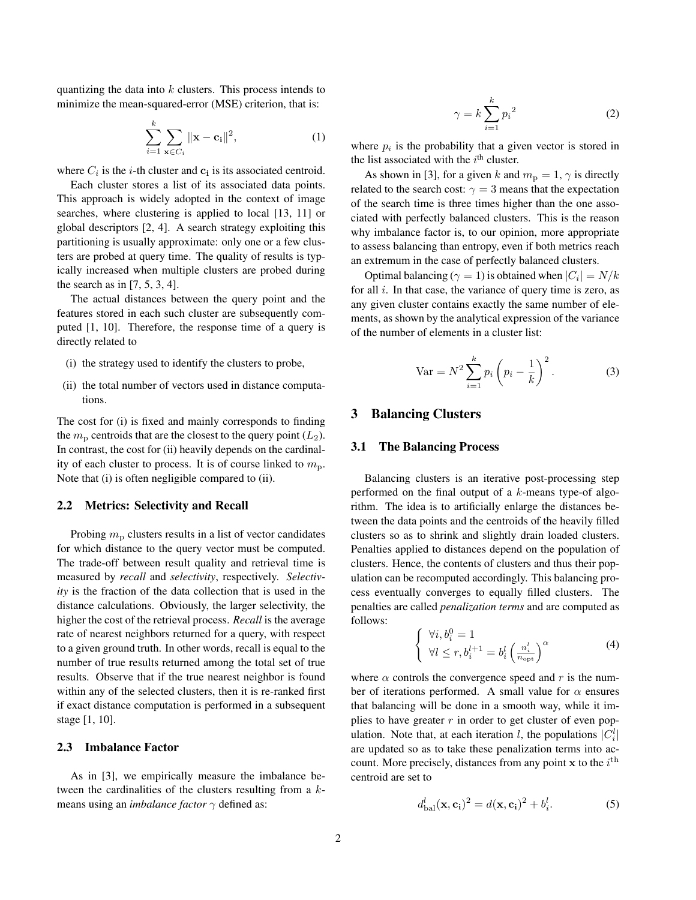quantizing the data into $k$ clusters. This process intends to minimize the mean-squared-error (MSE) criterion, that is:

$$\sum_{i=1}^{k} \sum_{\mathbf{x} \in C_i} \|\mathbf{x} - \mathbf{c_i}\|^2, \tag{1}$$

where $C_i$ is the $i$-th cluster and $\mathbf{c_i}$ is its associated centroid.

Each cluster stores a list of its associated data points. This approach is widely adopted in the context of image searches, where clustering is applied to local [13, 11] or global descriptors [2, 4]. A search strategy exploiting this partitioning is usually approximate: only one or a few clusters are probed at query time. The quality of results is typically increased when multiple clusters are probed during the search as in [7, 5, 3, 4].

The actual distances between the query point and the features stored in each such cluster are subsequently computed [1, 10]. Therefore, the response time of a query is directly related to

(i) the strategy used to identify the clusters to probe,

(ii) the total number of vectors used in distance computations.

The cost for (i) is fixed and mainly corresponds to finding the $m_{\mathrm{p}}$ centroids that are the closest to the query point ($L_2$). In contrast, the cost for (ii) heavily depends on the cardinality of each cluster to process. It is of course linked to $m_{\mathrm{p}}$. Note that (i) is often negligible compared to (ii).

### 2.2 Metrics: Selectivity and Recall

Probing $m_{\mathrm{p}}$ clusters results in a list of vector candidates for which distance to the query vector must be computed. The trade-off between result quality and retrieval time is measured by ***recall*** and ***selectivity***, respectively. ***Selectivity*** is the fraction of the data collection that is used in the distance calculations. Obviously, the larger selectivity, the higher the cost of the retrieval process. ***Recall*** is the average rate of nearest neighbors returned for a query, with respect to a given ground truth. In other words, recall is equal to the number of true results returned among the total set of true results. Observe that if the true nearest neighbor is found within any of the selected clusters, then it is re-ranked first if exact distance computation is performed in a subsequent stage [1, 10].

### 2.3 Imbalance Factor

As in [3], we empirically measure the imbalance between the cardinalities of the clusters resulting from a $k$-means using an *imbalance factor* $\gamma$ defined as:

$$\gamma = k \sum_{i=1}^{k} {p_i}^2 \tag{2}$$

where $p_i$ is the probability that a given vector is stored in the list associated with the $i^{\text{th}}$ cluster.

As shown in [3], for a given $k$ and $m_{\mathrm{p}} = 1$, $\gamma$ is directly related to the search cost: $\gamma = 3$ means that the expectation of the search time is three times higher than the one associated with perfectly balanced clusters. This is the reason why imbalance factor is, to our opinion, more appropriate to assess balancing than entropy, even if both metrics reach an extremum in the case of perfectly balanced clusters.

Optimal balancing ($\gamma = 1$) is obtained when $|C_i| = N/k$ for all $i$. In that case, the variance of query time is zero, as any given cluster contains exactly the same number of elements, as shown by the analytical expression of the variance of the number of elements in a cluster list:

$$\mathrm{Var} = N^2 \sum_{i=1}^{k} p_i \left(p_i - \frac{1}{k}\right)^2. \tag{3}$$

## 3 Balancing Clusters

### 3.1 The Balancing Process

Balancing clusters is an iterative post-processing step performed on the final output of a $k$-means type-of algorithm. The idea is to artificially enlarge the distances between the data points and the centroids of the heavily filled clusters so as to shrink and slightly drain loaded clusters. Penalties applied to distances depend on the population of clusters. Hence, the contents of clusters and thus their population can be recomputed accordingly. This balancing process eventually converges to equally filled clusters. The penalties are called *penalization terms* and are computed as follows:

$$\begin{cases} \forall i, b_i^0 = 1 \\ \forall l \leq r, b_i^{l+1} = b_i^l \left(\frac{n_i^l}{n_{\mathrm{opt}}}\right)^\alpha \end{cases} \tag{4}$$

where $\alpha$ controls the convergence speed and $r$ is the number of iterations performed. A small value for $\alpha$ ensures that balancing will be done in a smooth way, while it implies to have greater $r$ in order to get cluster of even population. Note that, at each iteration $l$, the populations $|C_i^l|$ are updated so as to take these penalization terms into account. More precisely, distances from any point $\mathbf{x}$ to the $i^{\text{th}}$ centroid are set to

$$d_{\mathrm{bal}}^l(\mathbf{x}, \mathbf{c_i})^2 = d(\mathbf{x}, \mathbf{c_i})^2 + b_i^l. \tag{5}$$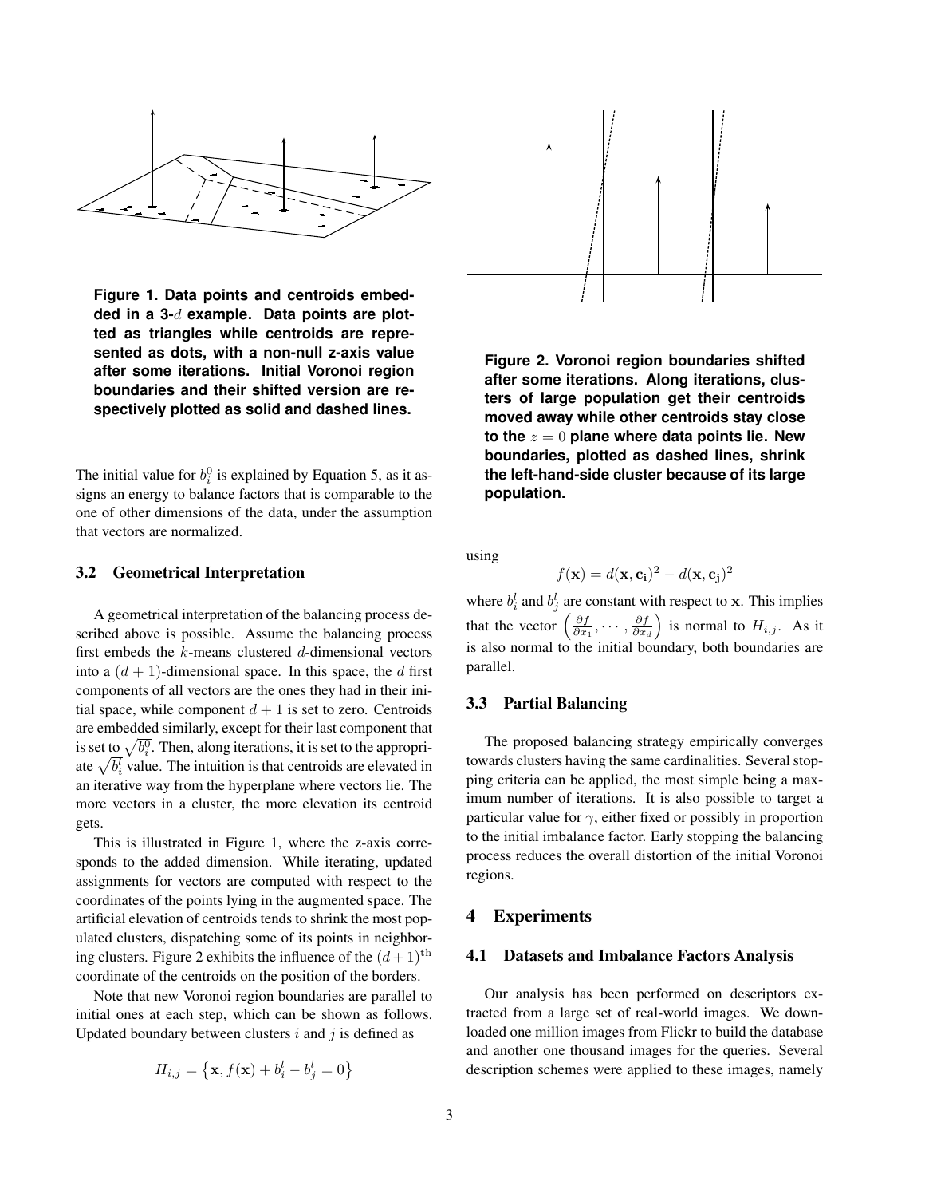**Figure 1. Data points and centroids embedded in a 3-$d$ example. Data points are plotted as triangles while centroids are represented as dots, with a non-null z-axis value after some iterations. Initial Voronoi region boundaries and their shifted version are respectively plotted as solid and dashed lines.**

The initial value for $b_i^0$ is explained by Equation 5, as it assigns an energy to balance factors that is comparable to the one of other dimensions of the data, under the assumption that vectors are normalized.

### 3.2 Geometrical Interpretation

A geometrical interpretation of the balancing process described above is possible. Assume the balancing process first embeds the $k$-means clustered $d$-dimensional vectors into a $(d+1)$-dimensional space. In this space, the $d$ first components of all vectors are the ones they had in their initial space, while component $d+1$ is set to zero. Centroids are embedded similarly, except for their last component that is set to $\sqrt{b_i^0}$. Then, along iterations, it is set to the appropriate $\sqrt{b_i^l}$ value. The intuition is that centroids are elevated in an iterative way from the hyperplane where vectors lie. The more vectors in a cluster, the more elevation its centroid gets.

This is illustrated in Figure 1, where the z-axis corresponds to the added dimension. While iterating, updated assignments for vectors are computed with respect to the coordinates of the points lying in the augmented space. The artificial elevation of centroids tends to shrink the most populated clusters, dispatching some of its points in neighboring clusters. Figure 2 exhibits the influence of the $(d+1)^{\text{th}}$ coordinate of the centroids on the position of the borders.

Note that new Voronoi region boundaries are parallel to initial ones at each step, which can be shown as follows. Updated boundary between clusters $i$ and $j$ is defined as

$$H_{i,j} = \left\{ \mathbf{x}, f(\mathbf{x}) + b_i^l - b_j^l = 0 \right\}$$

**Figure 2. Voronoi region boundaries shifted after some iterations. Along iterations, clusters of large population get their centroids moved away while other centroids stay close to the $z = 0$ plane where data points lie. New boundaries, plotted as dashed lines, shrink the left-hand-side cluster because of its large population.**

using

$$f(\mathbf{x}) = d(\mathbf{x}, \mathbf{c_i})^2 - d(\mathbf{x}, \mathbf{c_j})^2$$

where $b_i^l$ and $b_j^l$ are constant with respect to $\mathbf{x}$. This implies that the vector $\left(\frac{\partial f}{\partial x_1}, \cdots, \frac{\partial f}{\partial x_d}\right)$ is normal to $H_{i,j}$. As it is also normal to the initial boundary, both boundaries are parallel.

### 3.3 Partial Balancing

The proposed balancing strategy empirically converges towards clusters having the same cardinalities. Several stopping criteria can be applied, the most simple being a maximum number of iterations. It is also possible to target a particular value for $\gamma$, either fixed or possibly in proportion to the initial imbalance factor. Early stopping the balancing process reduces the overall distortion of the initial Voronoi regions.

## 4 Experiments

### 4.1 Datasets and Imbalance Factors Analysis

Our analysis has been performed on descriptors extracted from a large set of real-world images. We downloaded one million images from Flickr to build the database and another one thousand images for the queries. Several description schemes were applied to these images, namely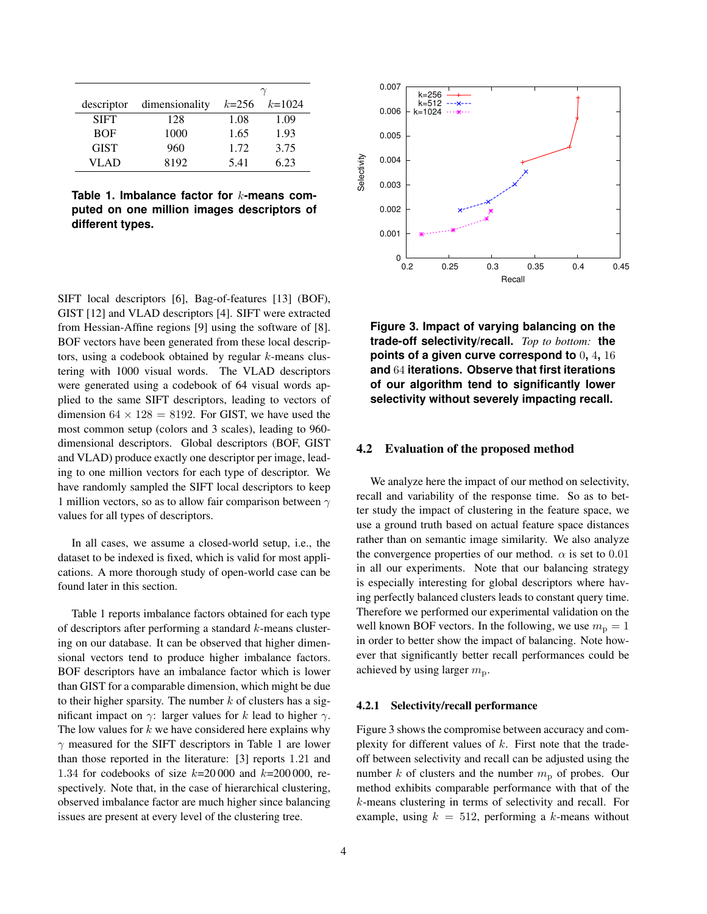| descriptor | dimensionality | $\gamma$ |  |
|---|---|---|---|
|  |  | $k$=256 | $k$=1024 |
| SIFT | 128 | 1.08 | 1.09 |
| BOF | 1000 | 1.65 | 1.93 |
| GIST | 960 | 1.72 | 3.75 |
| VLAD | 8192 | 5.41 | 6.23 |

**Table 1. Imbalance factor for $k$-means computed on one million images descriptors of different types.**

SIFT local descriptors [6], Bag-of-features [13] (BOF), GIST [12] and VLAD descriptors [4]. SIFT were extracted from Hessian-Affine regions [9] using the software of [8]. BOF vectors have been generated from these local descriptors, using a codebook obtained by regular $k$-means clustering with 1000 visual words. The VLAD descriptors were generated using a codebook of 64 visual words applied to the same SIFT descriptors, leading to vectors of dimension $64 \times 128 = 8192$. For GIST, we have used the most common setup (colors and 3 scales), leading to 960-dimensional descriptors. Global descriptors (BOF, GIST and VLAD) produce exactly one descriptor per image, leading to one million vectors for each type of descriptor. We have randomly sampled the SIFT local descriptors to keep 1 million vectors, so as to allow fair comparison between $\gamma$ values for all types of descriptors.

In all cases, we assume a closed-world setup, i.e., the dataset to be indexed is fixed, which is valid for most applications. A more thorough study of open-world case can be found later in this section.

Table 1 reports imbalance factors obtained for each type of descriptors after performing a standard $k$-means clustering on our database. It can be observed that higher dimensional vectors tend to produce higher imbalance factors. BOF descriptors have an imbalance factor which is lower than GIST for a comparable dimension, which might be due to their higher sparsity. The number $k$ of clusters has a significant impact on $\gamma$: larger values for $k$ lead to higher $\gamma$. The low values for $k$ we have considered here explains why $\gamma$ measured for the SIFT descriptors in Table 1 are lower than those reported in the literature: [3] reports 1.21 and 1.34 for codebooks of size $k$=20 000 and $k$=200 000, respectively. Note that, in the case of hierarchical clustering, observed imbalance factor are much higher since balancing issues are present at every level of the clustering tree.

**Figure 3. Impact of varying balancing on the trade-off selectivity/recall.** *Top to bottom:* **the points of a given curve correspond to $0$, $4$, $16$ and $64$ iterations. Observe that first iterations of our algorithm tend to significantly lower selectivity without severely impacting recall.**

### 4.2 Evaluation of the proposed method

We analyze here the impact of our method on selectivity, recall and variability of the response time. So as to better study the impact of clustering in the feature space, we use a ground truth based on actual feature space distances rather than on semantic image similarity. We also analyze the convergence properties of our method. $\alpha$ is set to $0.01$ in all our experiments. Note that our balancing strategy is especially interesting for global descriptors where having perfectly balanced clusters leads to constant query time. Therefore we performed our experimental validation on the well known BOF vectors. In the following, we use $m_{\mathrm{p}} = 1$ in order to better show the impact of balancing. Note however that significantly better recall performances could be achieved by using larger $m_{\mathrm{p}}$.

#### 4.2.1 Selectivity/recall performance

Figure 3 shows the compromise between accuracy and complexity for different values of $k$. First note that the trade-off between selectivity and recall can be adjusted using the number $k$ of clusters and the number $m_{\mathrm{p}}$ of probes. Our method exhibits comparable performance with that of the $k$-means clustering in terms of selectivity and recall. For example, using $k = 512$, performing a $k$-means without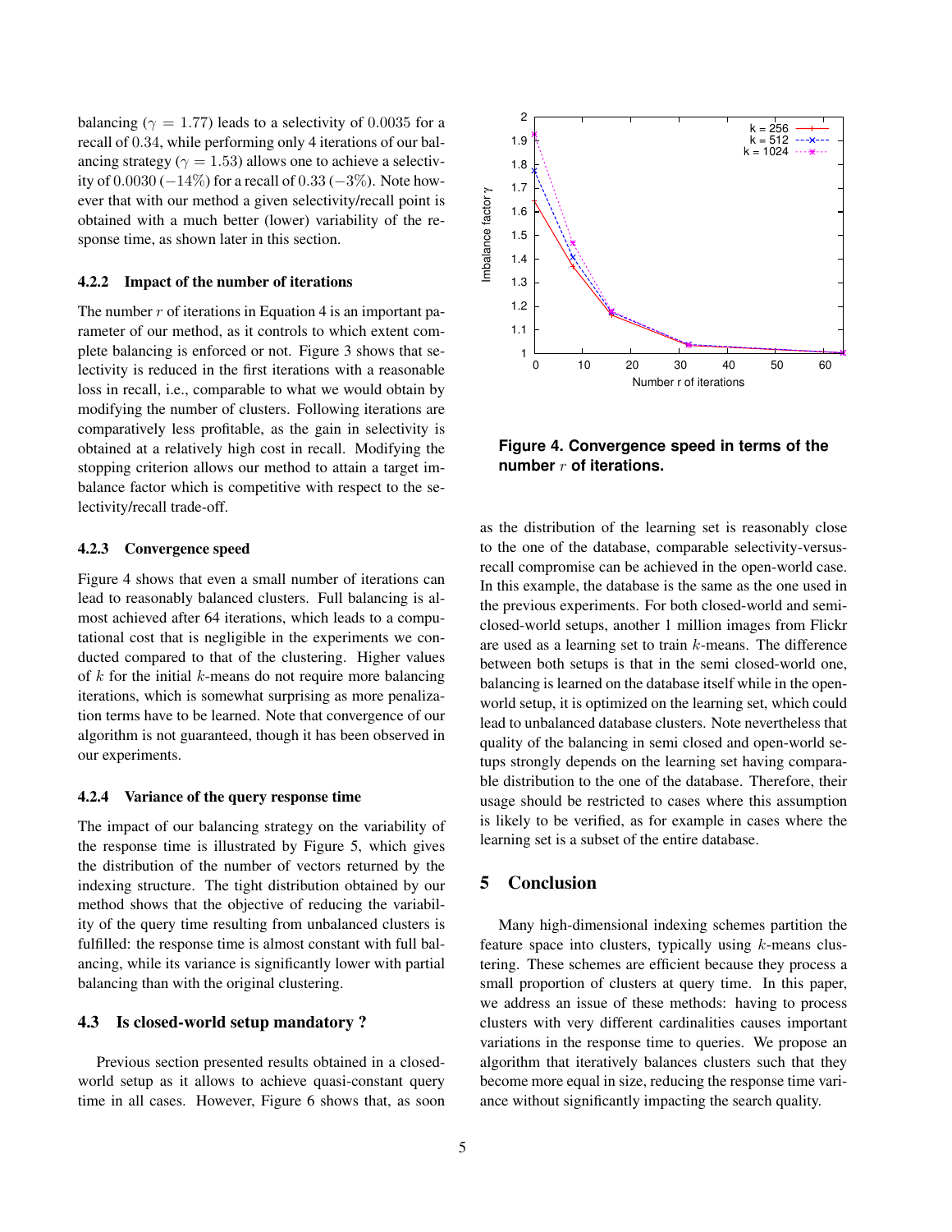balancing ($\gamma = 1.77$) leads to a selectivity of $0.0035$ for a recall of $0.34$, while performing only 4 iterations of our balancing strategy ($\gamma = 1.53$) allows one to achieve a selectivity of $0.0030$ ($-14\%$) for a recall of $0.33$ ($-3\%$). Note however that with our method a given selectivity/recall point is obtained with a much better (lower) variability of the response time, as shown later in this section.

#### 4.2.2 Impact of the number of iterations

The number $r$ of iterations in Equation 4 is an important parameter of our method, as it controls to which extent complete balancing is enforced or not. Figure 3 shows that selectivity is reduced in the first iterations with a reasonable loss in recall, i.e., comparable to what we would obtain by modifying the number of clusters. Following iterations are comparatively less profitable, as the gain in selectivity is obtained at a relatively high cost in recall. Modifying the stopping criterion allows our method to attain a target imbalance factor which is competitive with respect to the selectivity/recall trade-off.

#### 4.2.3 Convergence speed

Figure 4 shows that even a small number of iterations can lead to reasonably balanced clusters. Full balancing is almost achieved after 64 iterations, which leads to a computational cost that is negligible in the experiments we conducted compared to that of the clustering. Higher values of $k$ for the initial $k$-means do not require more balancing iterations, which is somewhat surprising as more penalization terms have to be learned. Note that convergence of our algorithm is not guaranteed, though it has been observed in our experiments.

#### 4.2.4 Variance of the query response time

The impact of our balancing strategy on the variability of the response time is illustrated by Figure 5, which gives the distribution of the number of vectors returned by the indexing structure. The tight distribution obtained by our method shows that the objective of reducing the variability of the query time resulting from unbalanced clusters is fulfilled: the response time is almost constant with full balancing, while its variance is significantly lower with partial balancing than with the original clustering.

### 4.3 Is closed-world setup mandatory ?

Previous section presented results obtained in a closed-world setup as it allows to achieve quasi-constant query time in all cases. However, Figure 6 shows that, as soon as the distribution of the learning set is reasonably close to the one of the database, comparable selectivity-versus-recall compromise can be achieved in the open-world case. In this example, the database is the same as the one used in the previous experiments. For both closed-world and semi-closed-world setups, another 1 million images from Flickr are used as a learning set to train $k$-means. The difference between both setups is that in the semi closed-world one, balancing is learned on the database itself while in the open-world setup, it is optimized on the learning set, which could lead to unbalanced database clusters. Note nevertheless that quality of the balancing in semi closed and open-world setups strongly depends on the learning set having comparable distribution to the one of the database. Therefore, their usage should be restricted to cases where this assumption is likely to be verified, as for example in cases where the learning set is a subset of the entire database.

**Figure 4. Convergence speed in terms of the number $r$ of iterations.**

## 5 Conclusion

Many high-dimensional indexing schemes partition the feature space into clusters, typically using $k$-means clustering. These schemes are efficient because they process a small proportion of clusters at query time. In this paper, we address an issue of these methods: having to process clusters with very different cardinalities causes important variations in the response time to queries. We propose an algorithm that iteratively balances clusters such that they become more equal in size, reducing the response time variance without significantly impacting the search quality.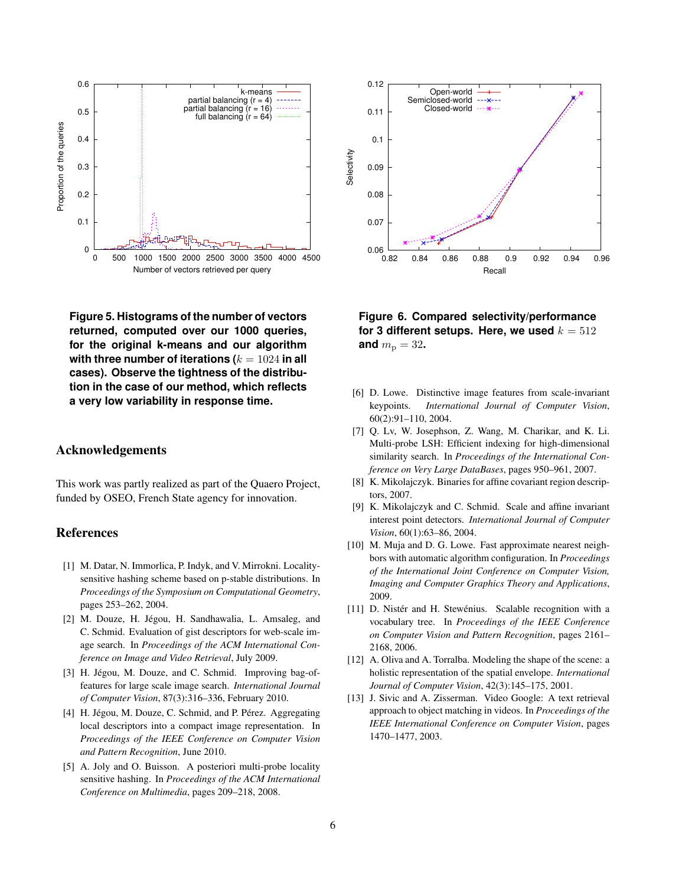0.6
0.5
0.4
0.3
0.2
0.1
0
0 500 1000 1500 2000 2500 3000 3500 4000 4500
Proportion of the queries
Number of vectors retrieved per query
k-means
partial balancing (r = 4)
partial balancing (r = 16)
full balancing (r = 64)

**Figure 5. Histograms of the number of vectors returned, computed over our 1000 queries, for the original k-means and our algorithm with three number of iterations ($k = 1024$ in all cases). Observe the tightness of the distribution in the case of our method, which reflects a very low variability in response time.**

0.12
0.11
0.1
0.09
0.08
0.07
0.06
0.82 0.84 0.86 0.88 0.9 0.92 0.94 0.96
Selectivity
Recall
Open-world
Semiclosed-world
Closed-world

**Figure 6. Compared selectivity/performance for 3 different setups. Here, we used $k = 512$ and $m_{\mathrm{p}} = 32$.**

## Acknowledgements

This work was partly realized as part of the Quaero Project, funded by OSEO, French State agency for innovation.

## References

[1] M. Datar, N. Immorlica, P. Indyk, and V. Mirrokni. Locality-sensitive hashing scheme based on p-stable distributions. In *Proceedings of the Symposium on Computational Geometry*, pages 253–262, 2004.

[2] M. Douze, H. Jégou, H. Sandhawalia, L. Amsaleg, and C. Schmid. Evaluation of gist descriptors for web-scale image search. In *Proceedings of the ACM International Conference on Image and Video Retrieval*, July 2009.

[3] H. Jégou, M. Douze, and C. Schmid. Improving bag-of-features for large scale image search. *International Journal of Computer Vision*, 87(3):316–336, February 2010.

[4] H. Jégou, M. Douze, C. Schmid, and P. Pérez. Aggregating local descriptors into a compact image representation. In *Proceedings of the IEEE Conference on Computer Vision and Pattern Recognition*, June 2010.

[5] A. Joly and O. Buisson. A posteriori multi-probe locality sensitive hashing. In *Proceedings of the ACM International Conference on Multimedia*, pages 209–218, 2008.

[6] D. Lowe. Distinctive image features from scale-invariant keypoints. *International Journal of Computer Vision*, 60(2):91–110, 2004.

[7] Q. Lv, W. Josephson, Z. Wang, M. Charikar, and K. Li. Multi-probe LSH: Efficient indexing for high-dimensional similarity search. In *Proceedings of the International Conference on Very Large DataBases*, pages 950–961, 2007.

[8] K. Mikolajczyk. Binaries for affine covariant region descriptors, 2007.

[9] K. Mikolajczyk and C. Schmid. Scale and affine invariant interest point detectors. *International Journal of Computer Vision*, 60(1):63–86, 2004.

[10] M. Muja and D. G. Lowe. Fast approximate nearest neighbors with automatic algorithm configuration. In *Proceedings of the International Joint Conference on Computer Vision, Imaging and Computer Graphics Theory and Applications*, 2009.

[11] D. Nistér and H. Stewénius. Scalable recognition with a vocabulary tree. In *Proceedings of the IEEE Conference on Computer Vision and Pattern Recognition*, pages 2161–2168, 2006.

[12] A. Oliva and A. Torralba. Modeling the shape of the scene: a holistic representation of the spatial envelope. *International Journal of Computer Vision*, 42(3):145–175, 2001.

[13] J. Sivic and A. Zisserman. Video Google: A text retrieval approach to object matching in videos. In *Proceedings of the IEEE International Conference on Computer Vision*, pages 1470–1477, 2003.